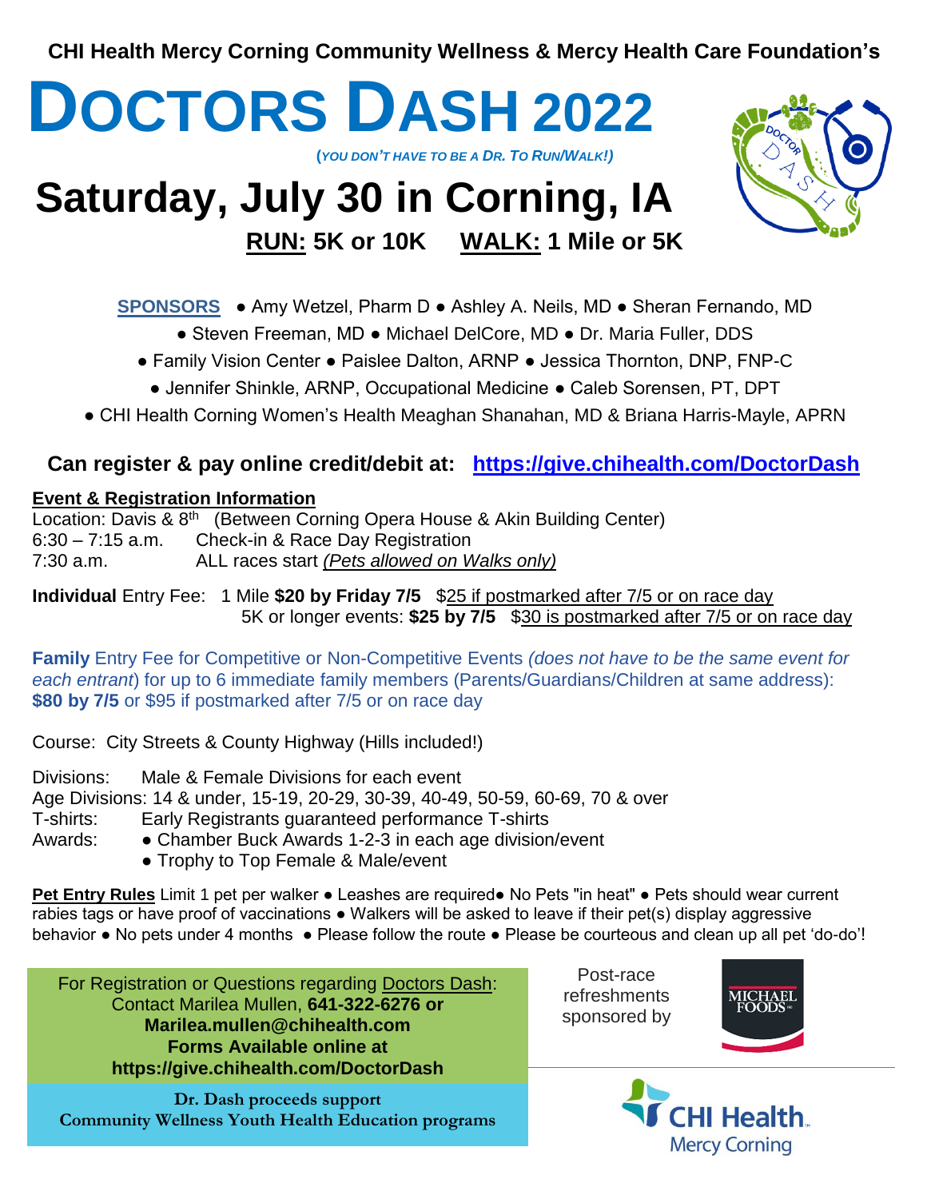**CHI Health Mercy Corning Community Wellness & Mercy Health Care Foundation's**

# DOCTORS DASH 2022

**(*YOU DON'T HAVE TO BE A DR. TO RUN/WALK!*)**

## Saturday, July 30 in Corning, IA

**RUN: 5K or 10K  WALK: 1 Mile or 5K**

**SPONSORS** ● Amy Wetzel, Pharm D ● Ashley A. Neils, MD ● Sheran Fernando, MD ● Steven Freeman, MD ● Michael DelCore, MD ● Dr. Maria Fuller, DDS ● Family Vision Center ● Paislee Dalton, ARNP ● Jessica Thornton, DNP, FNP-C ● Jennifer Shinkle, ARNP, Occupational Medicine ● Caleb Sorensen, PT, DPT ● CHI Health Corning Women's Health Meaghan Shanahan, MD & Briana Harris-Mayle, APRN

**Can register & pay online credit/debit at: https://give.chihealth.com/DoctorDash**

**Event & Registration Information**

Location: Davis & 8th (Between Corning Opera House & Akin Building Center)
6:30 – 7:15 a.m. Check-in & Race Day Registration
7:30 a.m. ALL races start *(Pets allowed on Walks only)*

**Individual** Entry Fee: 1 Mile **$20 by Friday 7/5** $25 if postmarked after 7/5 or on race day
5K or longer events: **$25 by 7/5** $30 is postmarked after 7/5 or on race day

**Family** Entry Fee for Competitive or Non-Competitive Events *(does not have to be the same event for each entrant)* for up to 6 immediate family members (Parents/Guardians/Children at same address): **$80 by 7/5** or $95 if postmarked after 7/5 or on race day

Course: City Streets & County Highway (Hills included!)

Divisions: Male & Female Divisions for each event
Age Divisions: 14 & under, 15-19, 20-29, 30-39, 40-49, 50-59, 60-69, 70 & over
T-shirts: Early Registrants guaranteed performance T-shirts
Awards: ● Chamber Buck Awards 1-2-3 in each age division/event
● Trophy to Top Female & Male/event

**Pet Entry Rules** Limit 1 pet per walker ● Leashes are required ● No Pets "in heat" ● Pets should wear current rabies tags or have proof of vaccinations ● Walkers will be asked to leave if their pet(s) display aggressive behavior ● No pets under 4 months ● Please follow the route ● Please be courteous and clean up all pet 'do-do'!

For Registration or Questions regarding Doctors Dash:
Contact Marilea Mullen, **641-322-6276 or Marilea.mullen@chihealth.com**
**Forms Available online at https://give.chihealth.com/DoctorDash**

**Dr. Dash proceeds support Community Wellness Youth Health Education programs**

Post-race refreshments sponsored by MICHAEL FOODS

CHI Health Mercy Corning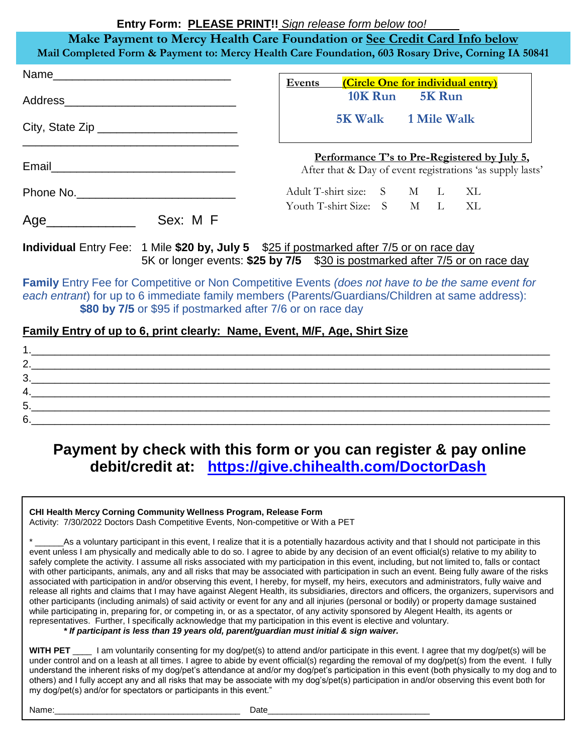**Entry Form: PLEASE PRINT!!** *Sign release form below too!*

**Make Payment to Mercy Health Care Foundation or See Credit Card Info below**

**Mail Completed Form & Payment to: Mercy Health Care Foundation, 603 Rosary Drive, Corning IA 50841**

Name_____________________________

Address___________________________

City, State Zip ______________________

__________________________________

Email_____________________________

Phone No._________________________

Age____________ Sex: M F

**Events** **(Circle One for individual entry)**

**10K Run** **5K Run**

**5K Walk** **1 Mile Walk**

**Performance T's to Pre-Registered by July 5,**
After that & Day of event registrations 'as supply lasts'

Adult T-shirt size: S M L XL

Youth T-shirt Size: S M L XL

**Individual** Entry Fee: 1 Mile **$20 by, July 5** $25 if postmarked after 7/5 or on race day
5K or longer events: **$25 by 7/5** $30 is postmarked after 7/5 or on race day

**Family** Entry Fee for Competitive or Non Competitive Events *(does not have to be the same event for each entrant*) for up to 6 immediate family members (Parents/Guardians/Children at same address):
**$80 by 7/5** or $95 if postmarked after 7/6 or on race day

**Family Entry of up to 6, print clearly: Name, Event, M/F, Age, Shirt Size**

1.______________________________________________________________
2.______________________________________________________________
3.______________________________________________________________
4.______________________________________________________________
5.______________________________________________________________
6.______________________________________________________________

## Payment by check with this form or you can register & pay online debit/credit at: https://give.chihealth.com/DoctorDash

**CHI Health Mercy Corning Community Wellness Program, Release Form**
Activity: 7/30/2022 Doctors Dash Competitive Events, Non-competitive or With a PET

* ______As a voluntary participant in this event, I realize that it is a potentially hazardous activity and that I should not participate in this event unless I am physically and medically able to do so. I agree to abide by any decision of an event official(s) relative to my ability to safely complete the activity. I assume all risks associated with my participation in this event, including, but not limited to, falls or contact with other participants, animals, any and all risks that may be associated with participation in such an event. Being fully aware of the risks associated with participation in and/or observing this event, I hereby, for myself, my heirs, executors and administrators, fully waive and release all rights and claims that I may have against Alegent Health, its subsidiaries, directors and officers, the organizers, supervisors and other participants (including animals) of said activity or event for any and all injuries (personal or bodily) or property damage sustained while participating in, preparing for, or competing in, or as a spectator, of any activity sponsored by Alegent Health, its agents or representatives. Further, I specifically acknowledge that my participation in this event is elective and voluntary.

***** If participant is less than 19 years old, parent/guardian must initial & sign waiver.***

**WITH PET** ____ I am voluntarily consenting for my dog/pet(s) to attend and/or participate in this event. I agree that my dog/pet(s) will be under control and on a leash at all times. I agree to abide by event official(s) regarding the removal of my dog/pet(s) from the event. I fully understand the inherent risks of my dog/pet's attendance at and/or my dog/pet's participation in this event (both physically to my dog and to others) and I fully accept any and all risks that may be associate with my dog's/pet(s) participation in and/or observing this event both for my dog/pet(s) and/or for spectators or participants in this event."

Name:_____________________________________ Date_________________________________